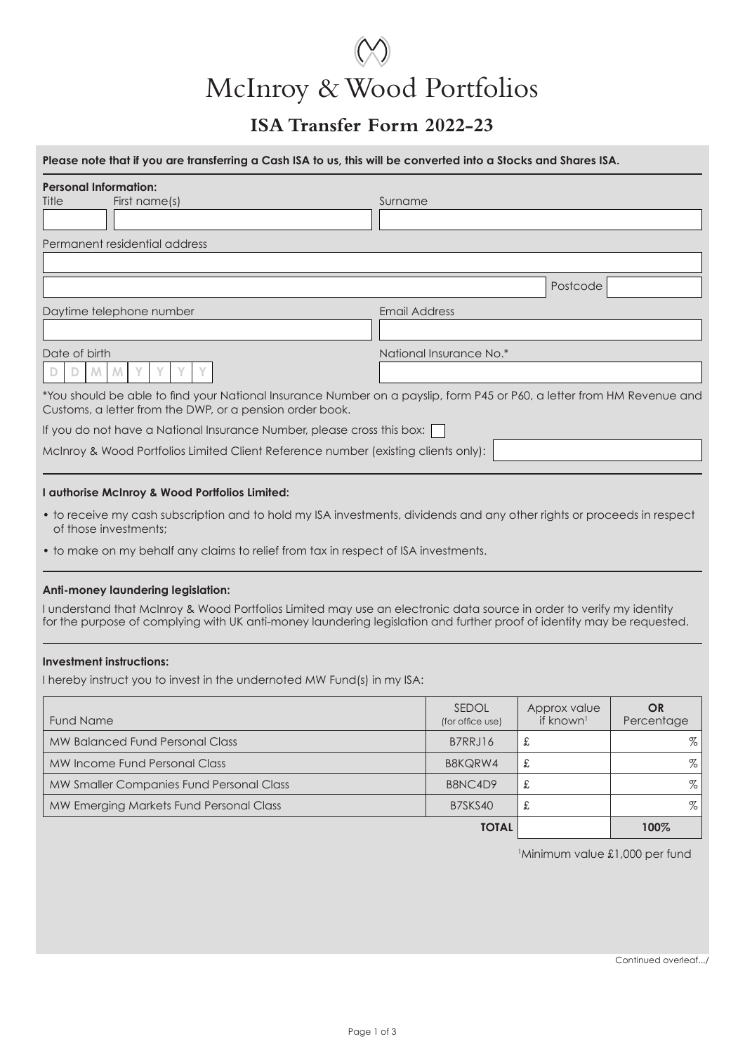# McInroy & Wood Portfolios

## ISA Transfer Form 2022-23

**Please note that if you are transferring a Cash ISA to us, this will be converted into a Stocks and Shares ISA.**

**Personal Information:**

| Title | First name(s) | Surname |
|---|---|---|
| | | |

Permanent residential address

Postcode

Daytime telephone number

Email Address

Date of birth

D D M M Y Y Y Y

National Insurance No.*

*You should be able to find your National Insurance Number on a payslip, form P45 or P60, a letter from HM Revenue and Customs, a letter from the DWP, or a pension order book.

If you do not have a National Insurance Number, please cross this box: ☐

McInroy & Wood Portfolios Limited Client Reference number (existing clients only):

**I authorise McInroy & Wood Portfolios Limited:**

- to receive my cash subscription and to hold my ISA investments, dividends and any other rights or proceeds in respect of those investments;
- to make on my behalf any claims to relief from tax in respect of ISA investments.

**Anti-money laundering legislation:**

I understand that McInroy & Wood Portfolios Limited may use an electronic data source in order to verify my identity for the purpose of complying with UK anti-money laundering legislation and further proof of identity may be requested.

**Investment instructions:**

I hereby instruct you to invest in the undernoted MW Fund(s) in my ISA:

| Fund Name | SEDOL (for office use) | Approx value if known[1] | **OR** Percentage |
|---|---|---|---|
| MW Balanced Fund Personal Class | B7RRJ16 | £ | % |
| MW Income Fund Personal Class | B8KQRW4 | £ | % |
| MW Smaller Companies Fund Personal Class | B8NC4D9 | £ | % |
| MW Emerging Markets Fund Personal Class | B7SKS40 | £ | % |
| | **TOTAL** | | **100%** |

[1]Minimum value £1,000 per fund

Continued overleaf.../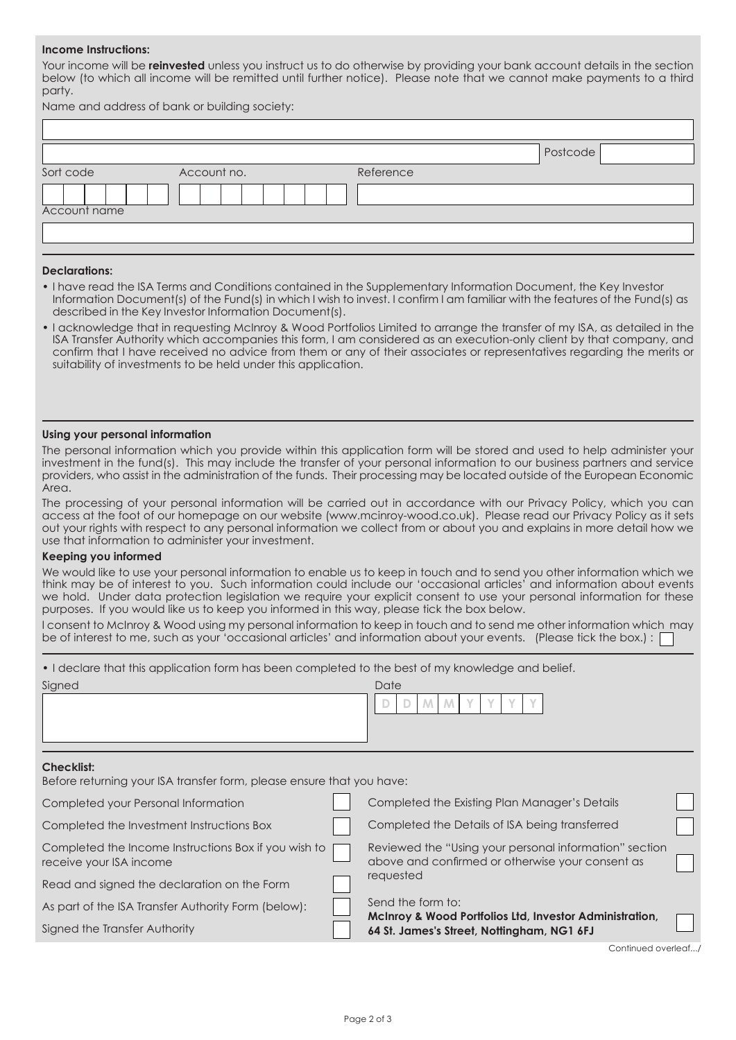**Income Instructions:**

Your income will be **reinvested** unless you instruct us to do otherwise by providing your bank account details in the section below (to which all income will be remitted until further notice). Please note that we cannot make payments to a third party.

Name and address of bank or building society:

Postcode

| Sort code | Account no. | Reference |
|---|---|---|
| | | |

Account name

**Declarations:**

- I have read the ISA Terms and Conditions contained in the Supplementary Information Document, the Key Investor Information Document(s) of the Fund(s) in which I wish to invest. I confirm I am familiar with the features of the Fund(s) as described in the Key Investor Information Document(s).
- I acknowledge that in requesting McInroy & Wood Portfolios Limited to arrange the transfer of my ISA, as detailed in the ISA Transfer Authority which accompanies this form, I am considered as an execution-only client by that company, and confirm that I have received no advice from them or any of their associates or representatives regarding the merits or suitability of investments to be held under this application.

**Using your personal information**

The personal information which you provide within this application form will be stored and used to help administer your investment in the fund(s). This may include the transfer of your personal information to our business partners and service providers, who assist in the administration of the funds. Their processing may be located outside of the European Economic Area.

The processing of your personal information will be carried out in accordance with our Privacy Policy, which you can access at the foot of our homepage on our website (www.mcinroy-wood.co.uk). Please read our Privacy Policy as it sets out your rights with respect to any personal information we collect from or about you and explains in more detail how we use that information to administer your investment.

**Keeping you informed**

We would like to use your personal information to enable us to keep in touch and to send you other information which we think may be of interest to you. Such information could include our 'occasional articles' and information about events we hold. Under data protection legislation we require your explicit consent to use your personal information for these purposes. If you would like us to keep you informed in this way, please tick the box below.

I consent to McInroy & Wood using my personal information to keep in touch and to send me other information which may be of interest to me, such as your 'occasional articles' and information about your events. (Please tick the box.) : ☐

- I declare that this application form has been completed to the best of my knowledge and belief.

Signed

Date D D M M Y Y Y Y

**Checklist:**

Before returning your ISA transfer form, please ensure that you have:

| | | | |
|---|---|---|---|
| Completed your Personal Information | ☐ | Completed the Existing Plan Manager's Details | ☐ |
| Completed the Investment Instructions Box | ☐ | Completed the Details of ISA being transferred | ☐ |
| Completed the Income Instructions Box if you wish to receive your ISA income | ☐ | Reviewed the "Using your personal information" section above and confirmed or otherwise your consent as requested | ☐ |
| Read and signed the declaration on the Form | ☐ | | |
| As part of the ISA Transfer Authority Form (below): | ☐ | Send the form to: **McInroy & Wood Portfolios Ltd, Investor Administration, 64 St. James's Street, Nottingham, NG1 6FJ** | ☐ |
| Signed the Transfer Authority | ☐ | | |

Continued overleaf.../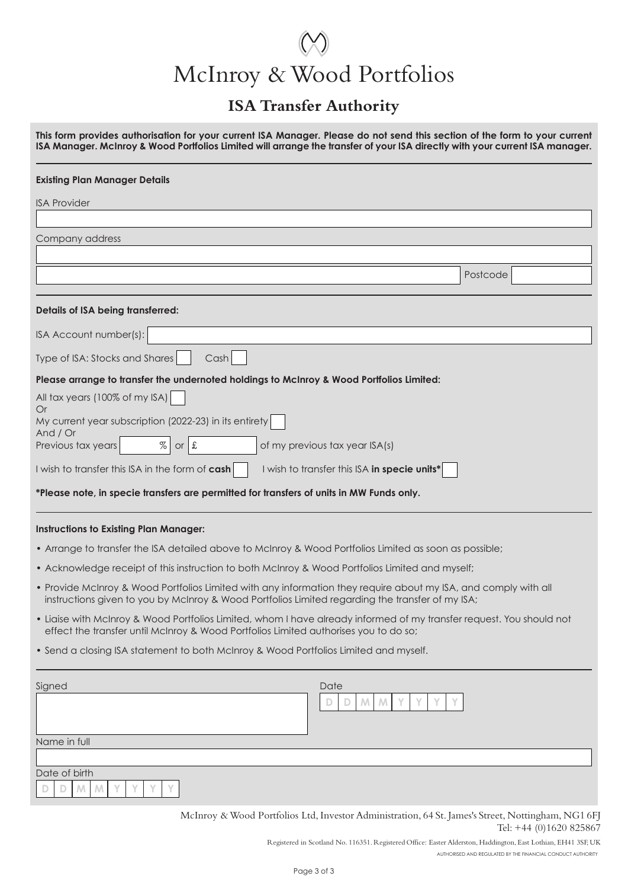# McInroy & Wood Portfolios

## ISA Transfer Authority

**This form provides authorisation for your current ISA Manager. Please do not send this section of the form to your current ISA Manager. McInroy & Wood Portfolios Limited will arrange the transfer of your ISA directly with your current ISA manager.**

**Existing Plan Manager Details**

ISA Provider

Company address

Postcode

**Details of ISA being transferred:**

ISA Account number(s):

Type of ISA: Stocks and Shares ☐ Cash ☐

**Please arrange to transfer the undernoted holdings to McInroy & Wood Portfolios Limited:**

All tax years (100% of my ISA) ☐

Or

My current year subscription (2022-23) in its entirety ☐

And / Or

Previous tax years ____ % or £ ____ of my previous tax year ISA(s)

I wish to transfer this ISA in the form of **cash** ☐ I wish to transfer this ISA **in specie units*** ☐

***Please note, in specie transfers are permitted for transfers of units in MW Funds only.**

**Instructions to Existing Plan Manager:**

- Arrange to transfer the ISA detailed above to McInroy & Wood Portfolios Limited as soon as possible;
- Acknowledge receipt of this instruction to both McInroy & Wood Portfolios Limited and myself;
- Provide McInroy & Wood Portfolios Limited with any information they require about my ISA, and comply with all instructions given to you by McInroy & Wood Portfolios Limited regarding the transfer of my ISA;
- Liaise with McInroy & Wood Portfolios Limited, whom I have already informed of my transfer request. You should not effect the transfer until McInroy & Wood Portfolios Limited authorises you to do so;
- Send a closing ISA statement to both McInroy & Wood Portfolios Limited and myself.

Signed

Date D D M M Y Y Y Y

Name in full

Date of birth D D M M Y Y Y Y

McInroy & Wood Portfolios Ltd, Investor Administration, 64 St. James's Street, Nottingham, NG1 6FJ
Tel: +44 (0)1620 825867

Registered in Scotland No. 116351. Registered Office: Easter Alderston, Haddington, East Lothian, EH41 3SF, UK

AUTHORISED AND REGULATED BY THE FINANCIAL CONDUCT AUTHORITY